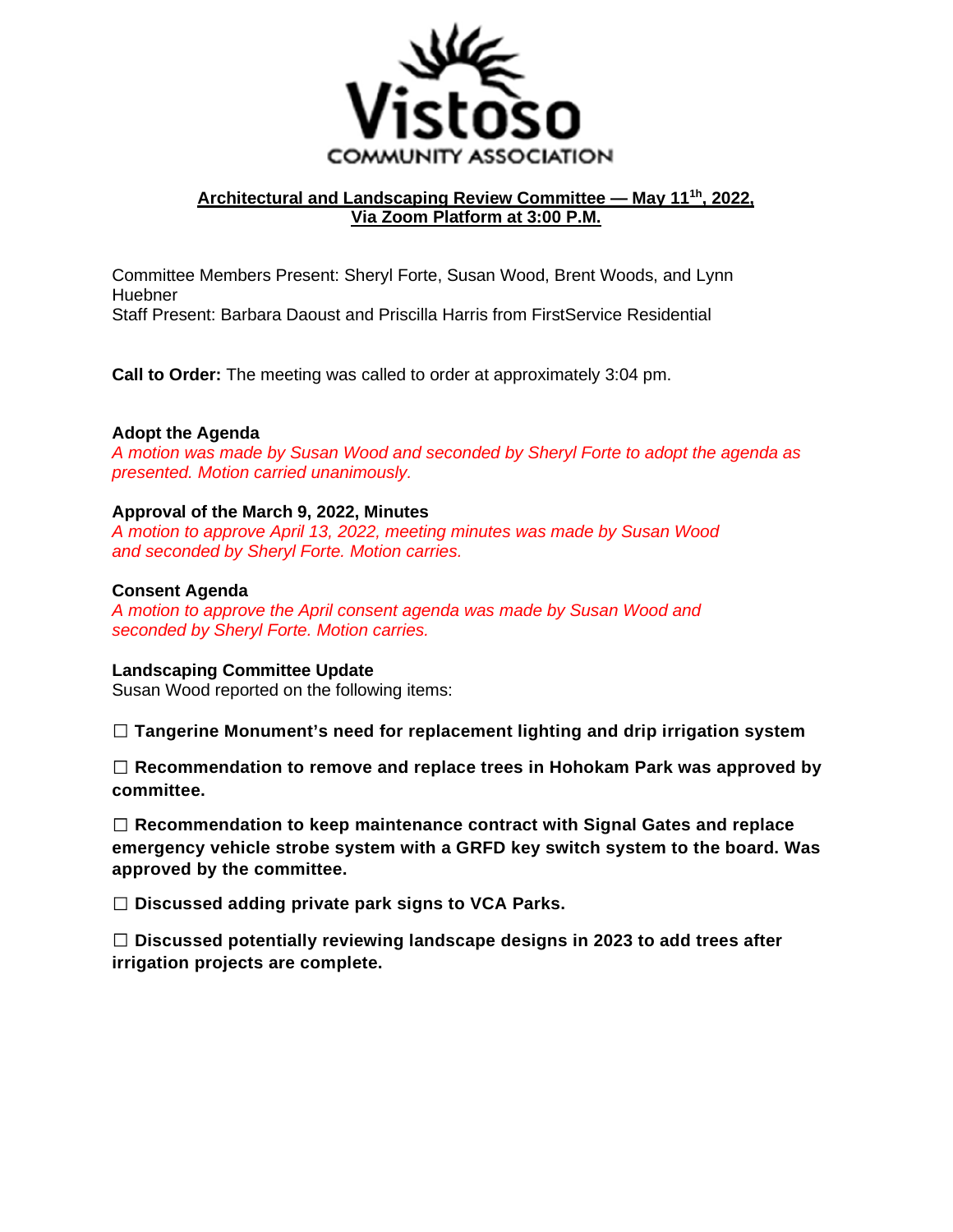**Vistoso COMMUNITY ASSOCIATION**

## Architectural and Landscaping Review Committee — May 11th, 2022, Via Zoom Platform at 3:00 P.M.

Committee Members Present: Sheryl Forte, Susan Wood, Brent Woods, and Lynn Huebner
Staff Present: Barbara Daoust and Priscilla Harris from FirstService Residential

**Call to Order:** The meeting was called to order at approximately 3:04 pm.

**Adopt the Agenda**
*A motion was made by Susan Wood and seconded by Sheryl Forte to adopt the agenda as presented. Motion carried unanimously.*

**Approval of the March 9, 2022, Minutes**
*A motion to approve April 13, 2022, meeting minutes was made by Susan Wood and seconded by Sheryl Forte. Motion carries.*

**Consent Agenda**
*A motion to approve the April consent agenda was made by Susan Wood and seconded by Sheryl Forte. Motion carries.*

**Landscaping Committee Update**
Susan Wood reported on the following items:

☐ **Tangerine Monument's need for replacement lighting and drip irrigation system**

☐ **Recommendation to remove and replace trees in Hohokam Park was approved by committee.**

☐ **Recommendation to keep maintenance contract with Signal Gates and replace emergency vehicle strobe system with a GRFD key switch system to the board. Was approved by the committee.**

☐ **Discussed adding private park signs to VCA Parks.**

☐ **Discussed potentially reviewing landscape designs in 2023 to add trees after irrigation projects are complete.**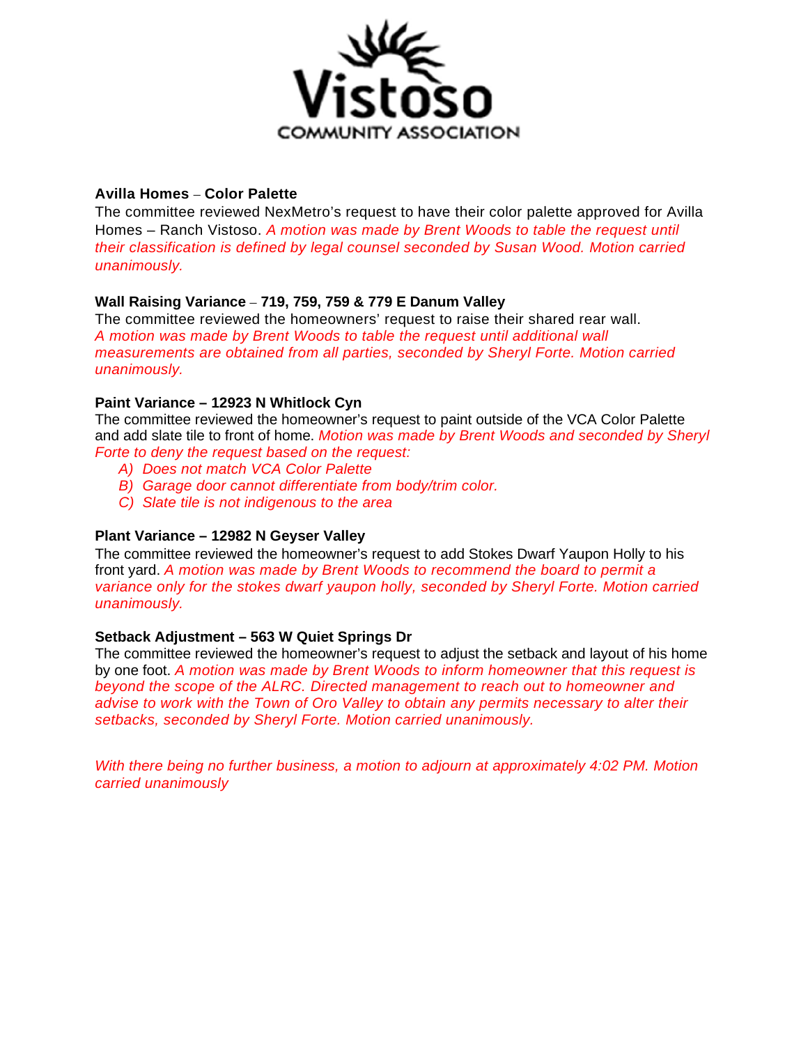**Avilla Homes – Color Palette**
The committee reviewed NexMetro's request to have their color palette approved for Avilla Homes – Ranch Vistoso. *A motion was made by Brent Woods to table the request until their classification is defined by legal counsel seconded by Susan Wood. Motion carried unanimously.*

**Wall Raising Variance – 719, 759, 759 & 779 E Danum Valley**
The committee reviewed the homeowners' request to raise their shared rear wall. *A motion was made by Brent Woods to table the request until additional wall measurements are obtained from all parties, seconded by Sheryl Forte. Motion carried unanimously.*

**Paint Variance – 12923 N Whitlock Cyn**
The committee reviewed the homeowner's request to paint outside of the VCA Color Palette and add slate tile to front of home. *Motion was made by Brent Woods and seconded by Sheryl Forte to deny the request based on the request:*

*A) Does not match VCA Color Palette*
*B) Garage door cannot differentiate from body/trim color.*
*C) Slate tile is not indigenous to the area*

**Plant Variance – 12982 N Geyser Valley**
The committee reviewed the homeowner's request to add Stokes Dwarf Yaupon Holly to his front yard. *A motion was made by Brent Woods to recommend the board to permit a variance only for the stokes dwarf yaupon holly, seconded by Sheryl Forte. Motion carried unanimously.*

**Setback Adjustment – 563 W Quiet Springs Dr**
The committee reviewed the homeowner's request to adjust the setback and layout of his home by one foot. *A motion was made by Brent Woods to inform homeowner that this request is beyond the scope of the ALRC. Directed management to reach out to homeowner and advise to work with the Town of Oro Valley to obtain any permits necessary to alter their setbacks, seconded by Sheryl Forte. Motion carried unanimously.*

*With there being no further business, a motion to adjourn at approximately 4:02 PM. Motion carried unanimously*